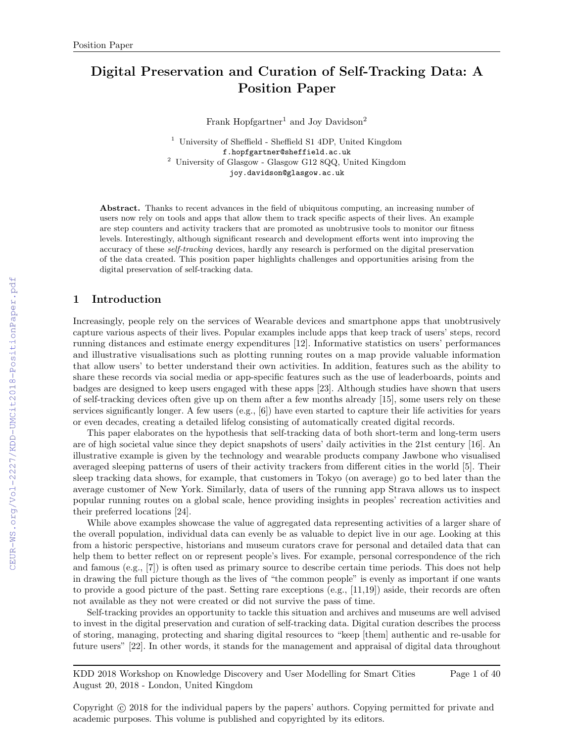# Digital Preservation and Curation of Self-Tracking Data: A Position Paper

Frank Hopfgartner[1] and Joy Davidson[2]

[1] University of Sheffield - Sheffield S1 4DP, United Kingdom
f.hopfgartner@sheffield.ac.uk
[2] University of Glasgow - Glasgow G12 8QQ, United Kingdom
joy.davidson@glasgow.ac.uk

**Abstract.** Thanks to recent advances in the field of ubiquitous computing, an increasing number of users now rely on tools and apps that allow them to track specific aspects of their lives. An example are step counters and activity trackers that are promoted as unobtrusive tools to monitor our fitness levels. Interestingly, although significant research and development efforts went into improving the accuracy of these *self-tracking* devices, hardly any research is performed on the digital preservation of the data created. This position paper highlights challenges and opportunities arising from the digital preservation of self-tracking data.

## 1 Introduction

Increasingly, people rely on the services of Wearable devices and smartphone apps that unobtrusively capture various aspects of their lives. Popular examples include apps that keep track of users' steps, record running distances and estimate energy expenditures [12]. Informative statistics on users' performances and illustrative visualisations such as plotting running routes on a map provide valuable information that allow users' to better understand their own activities. In addition, features such as the ability to share these records via social media or app-specific features such as the use of leaderboards, points and badges are designed to keep users engaged with these apps [23]. Although studies have shown that users of self-tracking devices often give up on them after a few months already [15], some users rely on these services significantly longer. A few users (e.g., [6]) have even started to capture their life activities for years or even decades, creating a detailed lifelog consisting of automatically created digital records.

This paper elaborates on the hypothesis that self-tracking data of both short-term and long-term users are of high societal value since they depict snapshots of users' daily activities in the 21st century [16]. An illustrative example is given by the technology and wearable products company Jawbone who visualised averaged sleeping patterns of users of their activity trackers from different cities in the world [5]. Their sleep tracking data shows, for example, that customers in Tokyo (on average) go to bed later than the average customer of New York. Similarly, data of users of the running app Strava allows us to inspect popular running routes on a global scale, hence providing insights in peoples' recreation activities and their preferred locations [24].

While above examples showcase the value of aggregated data representing activities of a larger share of the overall population, individual data can evenly be as valuable to depict live in our age. Looking at this from a historic perspective, historians and museum curators crave for personal and detailed data that can help them to better reflect on or represent people's lives. For example, personal correspondence of the rich and famous (e.g., [7]) is often used as primary source to describe certain time periods. This does not help in drawing the full picture though as the lives of "the common people" is evenly as important if one wants to provide a good picture of the past. Setting rare exceptions (e.g., [11,19]) aside, their records are often not available as they not were created or did not survive the pass of time.

Self-tracking provides an opportunity to tackle this situation and archives and museums are well advised to invest in the digital preservation and curation of self-tracking data. Digital curation describes the process of storing, managing, protecting and sharing digital resources to "keep [them] authentic and re-usable for future users" [22]. In other words, it stands for the management and appraisal of digital data throughout

KDD 2018 Workshop on Knowledge Discovery and User Modelling for Smart Cities
August 20, 2018 - London, United Kingdom

Copyright © 2018 for the individual papers by the papers' authors. Copying permitted for private and academic purposes. This volume is published and copyrighted by its editors.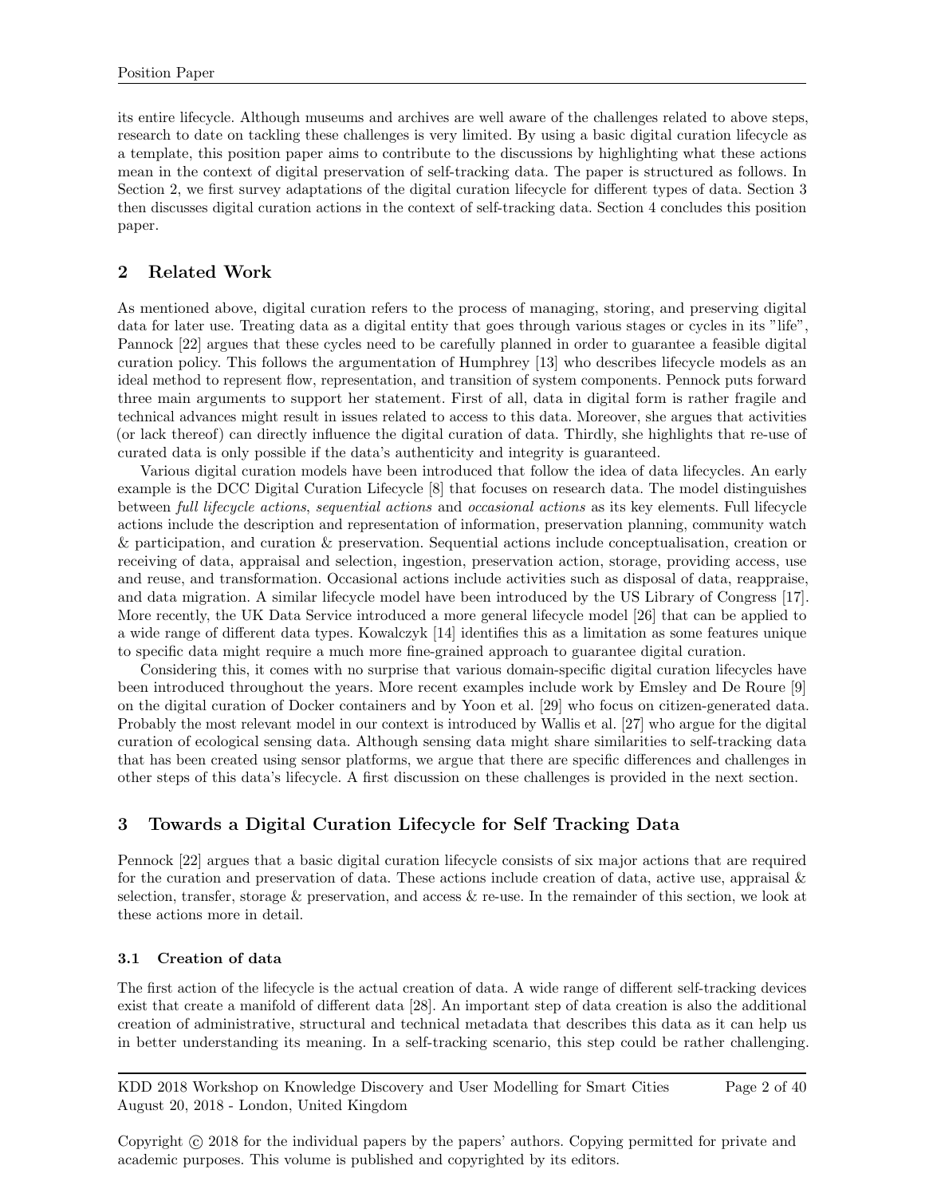its entire lifecycle. Although museums and archives are well aware of the challenges related to above steps, research to date on tackling these challenges is very limited. By using a basic digital curation lifecycle as a template, this position paper aims to contribute to the discussions by highlighting what these actions mean in the context of digital preservation of self-tracking data. The paper is structured as follows. In Section 2, we first survey adaptations of the digital curation lifecycle for different types of data. Section 3 then discusses digital curation actions in the context of self-tracking data. Section 4 concludes this position paper.

## 2 Related Work

As mentioned above, digital curation refers to the process of managing, storing, and preserving digital data for later use. Treating data as a digital entity that goes through various stages or cycles in its "life", Pannock [22] argues that these cycles need to be carefully planned in order to guarantee a feasible digital curation policy. This follows the argumentation of Humphrey [13] who describes lifecycle models as an ideal method to represent flow, representation, and transition of system components. Pennock puts forward three main arguments to support her statement. First of all, data in digital form is rather fragile and technical advances might result in issues related to access to this data. Moreover, she argues that activities (or lack thereof) can directly influence the digital curation of data. Thirdly, she highlights that re-use of curated data is only possible if the data's authenticity and integrity is guaranteed.

Various digital curation models have been introduced that follow the idea of data lifecycles. An early example is the DCC Digital Curation Lifecycle [8] that focuses on research data. The model distinguishes between *full lifecycle actions*, *sequential actions* and *occasional actions* as its key elements. Full lifecycle actions include the description and representation of information, preservation planning, community watch & participation, and curation & preservation. Sequential actions include conceptualisation, creation or receiving of data, appraisal and selection, ingestion, preservation action, storage, providing access, use and reuse, and transformation. Occasional actions include activities such as disposal of data, reappraise, and data migration. A similar lifecycle model have been introduced by the US Library of Congress [17]. More recently, the UK Data Service introduced a more general lifecycle model [26] that can be applied to a wide range of different data types. Kowalczyk [14] identifies this as a limitation as some features unique to specific data might require a much more fine-grained approach to guarantee digital curation.

Considering this, it comes with no surprise that various domain-specific digital curation lifecycles have been introduced throughout the years. More recent examples include work by Emsley and De Roure [9] on the digital curation of Docker containers and by Yoon et al. [29] who focus on citizen-generated data. Probably the most relevant model in our context is introduced by Wallis et al. [27] who argue for the digital curation of ecological sensing data. Although sensing data might share similarities to self-tracking data that has been created using sensor platforms, we argue that there are specific differences and challenges in other steps of this data's lifecycle. A first discussion on these challenges is provided in the next section.

## 3 Towards a Digital Curation Lifecycle for Self Tracking Data

Pennock [22] argues that a basic digital curation lifecycle consists of six major actions that are required for the curation and preservation of data. These actions include creation of data, active use, appraisal & selection, transfer, storage & preservation, and access & re-use. In the remainder of this section, we look at these actions more in detail.

### 3.1 Creation of data

The first action of the lifecycle is the actual creation of data. A wide range of different self-tracking devices exist that create a manifold of different data [28]. An important step of data creation is also the additional creation of administrative, structural and technical metadata that describes this data as it can help us in better understanding its meaning. In a self-tracking scenario, this step could be rather challenging.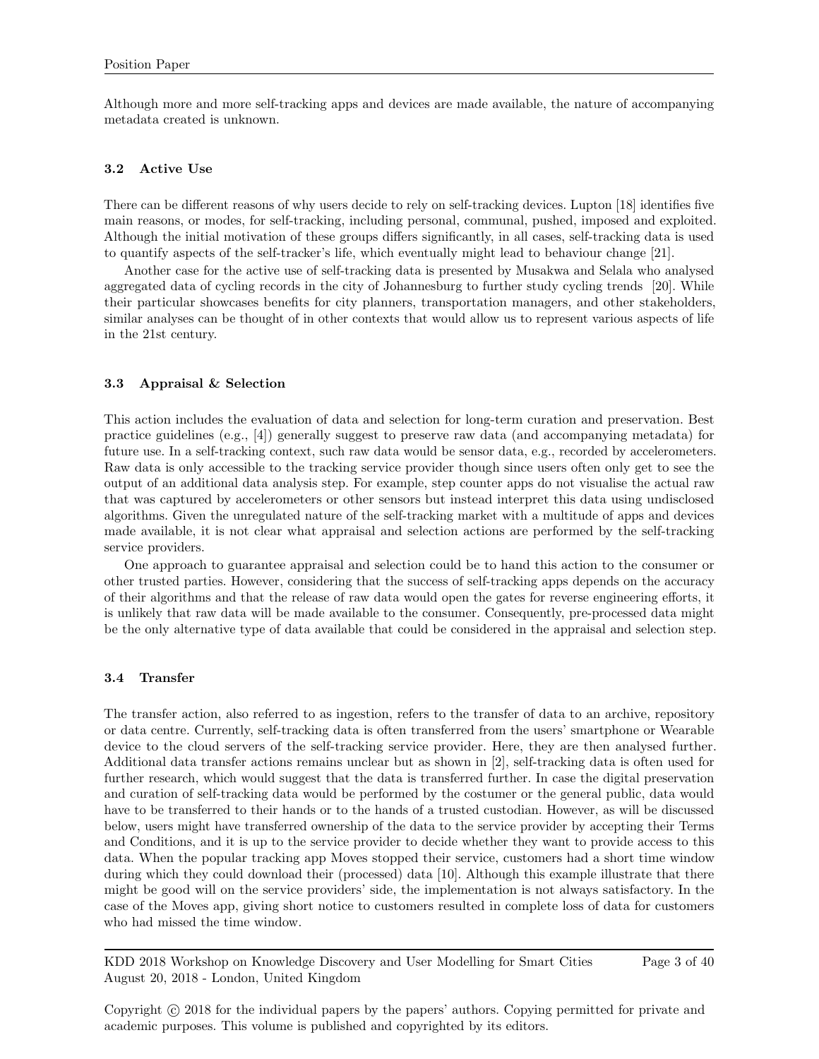Although more and more self-tracking apps and devices are made available, the nature of accompanying metadata created is unknown.

### 3.2 Active Use

There can be different reasons of why users decide to rely on self-tracking devices. Lupton [18] identifies five main reasons, or modes, for self-tracking, including personal, communal, pushed, imposed and exploited. Although the initial motivation of these groups differs significantly, in all cases, self-tracking data is used to quantify aspects of the self-tracker's life, which eventually might lead to behaviour change [21].

Another case for the active use of self-tracking data is presented by Musakwa and Selala who analysed aggregated data of cycling records in the city of Johannesburg to further study cycling trends [20]. While their particular showcases benefits for city planners, transportation managers, and other stakeholders, similar analyses can be thought of in other contexts that would allow us to represent various aspects of life in the 21st century.

### 3.3 Appraisal & Selection

This action includes the evaluation of data and selection for long-term curation and preservation. Best practice guidelines (e.g., [4]) generally suggest to preserve raw data (and accompanying metadata) for future use. In a self-tracking context, such raw data would be sensor data, e.g., recorded by accelerometers. Raw data is only accessible to the tracking service provider though since users often only get to see the output of an additional data analysis step. For example, step counter apps do not visualise the actual raw that was captured by accelerometers or other sensors but instead interpret this data using undisclosed algorithms. Given the unregulated nature of the self-tracking market with a multitude of apps and devices made available, it is not clear what appraisal and selection actions are performed by the self-tracking service providers.

One approach to guarantee appraisal and selection could be to hand this action to the consumer or other trusted parties. However, considering that the success of self-tracking apps depends on the accuracy of their algorithms and that the release of raw data would open the gates for reverse engineering efforts, it is unlikely that raw data will be made available to the consumer. Consequently, pre-processed data might be the only alternative type of data available that could be considered in the appraisal and selection step.

### 3.4 Transfer

The transfer action, also referred to as ingestion, refers to the transfer of data to an archive, repository or data centre. Currently, self-tracking data is often transferred from the users' smartphone or Wearable device to the cloud servers of the self-tracking service provider. Here, they are then analysed further. Additional data transfer actions remains unclear but as shown in [2], self-tracking data is often used for further research, which would suggest that the data is transferred further. In case the digital preservation and curation of self-tracking data would be performed by the costumer or the general public, data would have to be transferred to their hands or to the hands of a trusted custodian. However, as will be discussed below, users might have transferred ownership of the data to the service provider by accepting their Terms and Conditions, and it is up to the service provider to decide whether they want to provide access to this data. When the popular tracking app Moves stopped their service, customers had a short time window during which they could download their (processed) data [10]. Although this example illustrate that there might be good will on the service providers' side, the implementation is not always satisfactory. In the case of the Moves app, giving short notice to customers resulted in complete loss of data for customers who had missed the time window.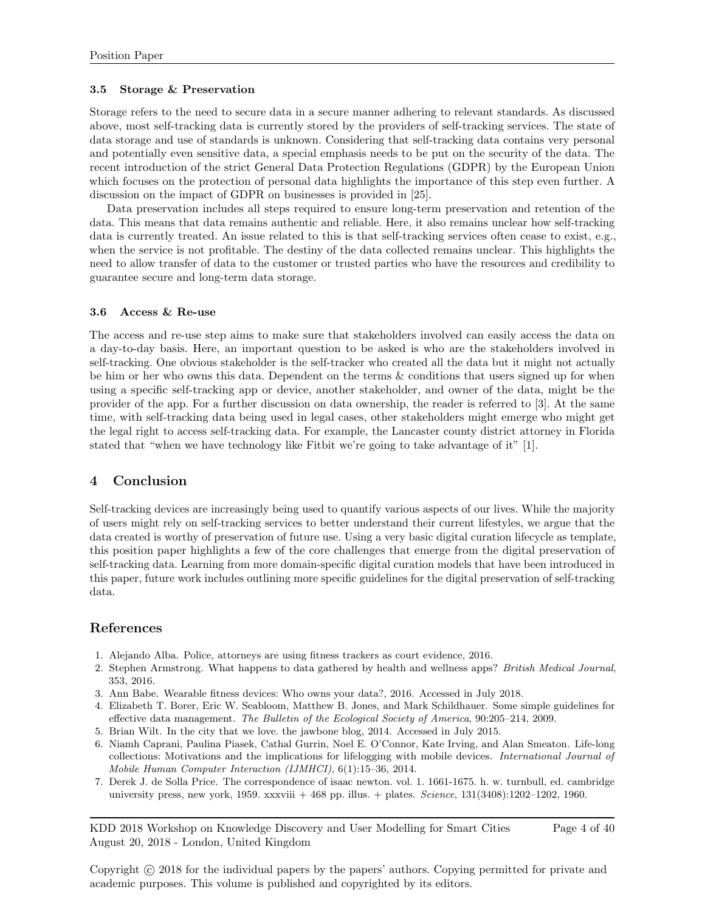### 3.5 Storage & Preservation

Storage refers to the need to secure data in a secure manner adhering to relevant standards. As discussed above, most self-tracking data is currently stored by the providers of self-tracking services. The state of data storage and use of standards is unknown. Considering that self-tracking data contains very personal and potentially even sensitive data, a special emphasis needs to be put on the security of the data. The recent introduction of the strict General Data Protection Regulations (GDPR) by the European Union which focuses on the protection of personal data highlights the importance of this step even further. A discussion on the impact of GDPR on businesses is provided in [25].

Data preservation includes all steps required to ensure long-term preservation and retention of the data. This means that data remains authentic and reliable. Here, it also remains unclear how self-tracking data is currently treated. An issue related to this is that self-tracking services often cease to exist, e.g., when the service is not profitable. The destiny of the data collected remains unclear. This highlights the need to allow transfer of data to the customer or trusted parties who have the resources and credibility to guarantee secure and long-term data storage.

### 3.6 Access & Re-use

The access and re-use step aims to make sure that stakeholders involved can easily access the data on a day-to-day basis. Here, an important question to be asked is who are the stakeholders involved in self-tracking. One obvious stakeholder is the self-tracker who created all the data but it might not actually be him or her who owns this data. Dependent on the terms & conditions that users signed up for when using a specific self-tracking app or device, another stakeholder, and owner of the data, might be the provider of the app. For a further discussion on data ownership, the reader is referred to [3]. At the same time, with self-tracking data being used in legal cases, other stakeholders might emerge who might get the legal right to access self-tracking data. For example, the Lancaster county district attorney in Florida stated that "when we have technology like Fitbit we're going to take advantage of it" [1].

## 4 Conclusion

Self-tracking devices are increasingly being used to quantify various aspects of our lives. While the majority of users might rely on self-tracking services to better understand their current lifestyles, we argue that the data created is worthy of preservation of future use. Using a very basic digital curation lifecycle as template, this position paper highlights a few of the core challenges that emerge from the digital preservation of self-tracking data. Learning from more domain-specific digital curation models that have been introduced in this paper, future work includes outlining more specific guidelines for the digital preservation of self-tracking data.

## References

1. Alejando Alba. Police, attorneys are using fitness trackers as court evidence, 2016.
2. Stephen Armstrong. What happens to data gathered by health and wellness apps? *British Medical Journal*, 353, 2016.
3. Ann Babe. Wearable fitness devices: Who owns your data?, 2016. Accessed in July 2018.
4. Elizabeth T. Borer, Eric W. Seabloom, Matthew B. Jones, and Mark Schildhauer. Some simple guidelines for effective data management. *The Bulletin of the Ecological Society of America*, 90:205–214, 2009.
5. Brian Wilt. In the city that we love. the jawbone blog, 2014. Accessed in July 2015.
6. Niamh Caprani, Paulina Piasek, Cathal Gurrin, Noel E. O'Connor, Kate Irving, and Alan Smeaton. Life-long collections: Motivations and the implications for lifelogging with mobile devices. *International Journal of Mobile Human Computer Interaction (IJMHCI)*, 6(1):15–36, 2014.
7. Derek J. de Solla Price. The correspondence of isaac newton. vol. 1. 1661-1675. h. w. turnbull, ed. cambridge university press, new york, 1959. xxxviii + 468 pp. illus. + plates. *Science*, 131(3408):1202–1202, 1960.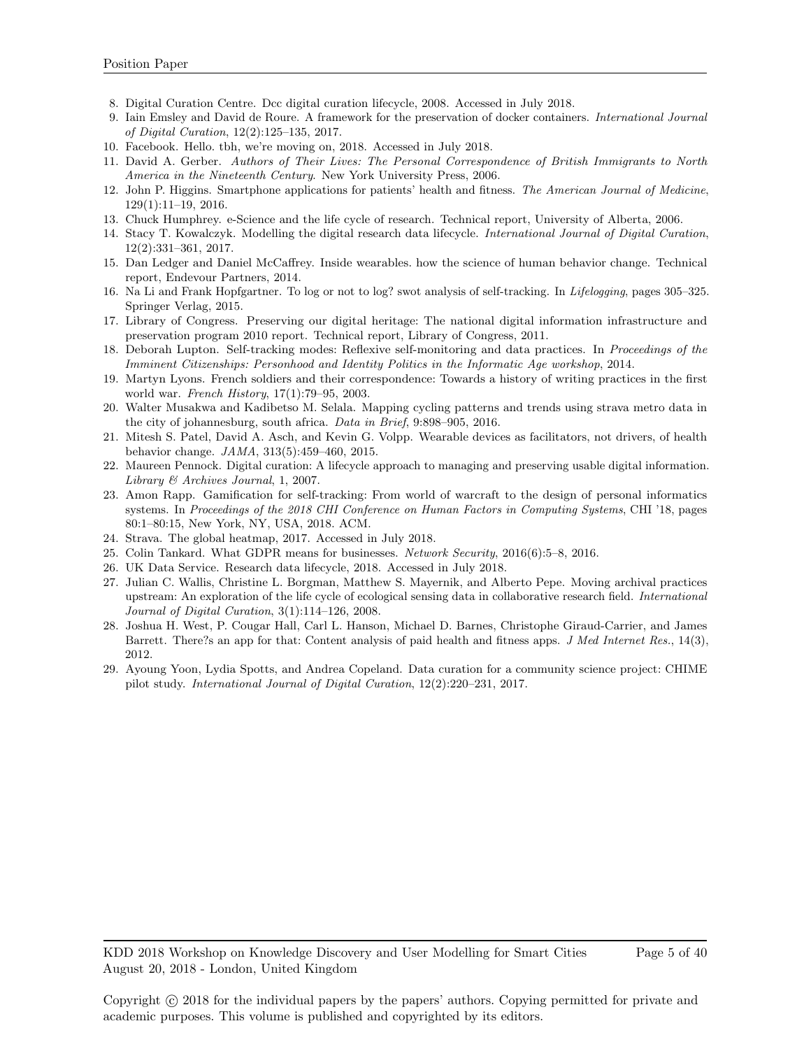8. Digital Curation Centre. Dcc digital curation lifecycle, 2008. Accessed in July 2018.
9. Iain Emsley and David de Roure. A framework for the preservation of docker containers. *International Journal of Digital Curation*, 12(2):125–135, 2017.
10. Facebook. Hello. tbh, we're moving on, 2018. Accessed in July 2018.
11. David A. Gerber. *Authors of Their Lives: The Personal Correspondence of British Immigrants to North America in the Nineteenth Century*. New York University Press, 2006.
12. John P. Higgins. Smartphone applications for patients' health and fitness. *The American Journal of Medicine*, 129(1):11–19, 2016.
13. Chuck Humphrey. e-Science and the life cycle of research. Technical report, University of Alberta, 2006.
14. Stacy T. Kowalczyk. Modelling the digital research data lifecycle. *International Journal of Digital Curation*, 12(2):331–361, 2017.
15. Dan Ledger and Daniel McCaffrey. Inside wearables. how the science of human behavior change. Technical report, Endevour Partners, 2014.
16. Na Li and Frank Hopfgartner. To log or not to log? swot analysis of self-tracking. In *Lifelogging*, pages 305–325. Springer Verlag, 2015.
17. Library of Congress. Preserving our digital heritage: The national digital information infrastructure and preservation program 2010 report. Technical report, Library of Congress, 2011.
18. Deborah Lupton. Self-tracking modes: Reflexive self-monitoring and data practices. In *Proceedings of the Imminent Citizenships: Personhood and Identity Politics in the Informatic Age workshop*, 2014.
19. Martyn Lyons. French soldiers and their correspondence: Towards a history of writing practices in the first world war. *French History*, 17(1):79–95, 2003.
20. Walter Musakwa and Kadibetso M. Selala. Mapping cycling patterns and trends using strava metro data in the city of johannesburg, south africa. *Data in Brief*, 9:898–905, 2016.
21. Mitesh S. Patel, David A. Asch, and Kevin G. Volpp. Wearable devices as facilitators, not drivers, of health behavior change. *JAMA*, 313(5):459–460, 2015.
22. Maureen Pennock. Digital curation: A lifecycle approach to managing and preserving usable digital information. *Library & Archives Journal*, 1, 2007.
23. Amon Rapp. Gamification for self-tracking: From world of warcraft to the design of personal informatics systems. In *Proceedings of the 2018 CHI Conference on Human Factors in Computing Systems*, CHI '18, pages 80:1–80:15, New York, NY, USA, 2018. ACM.
24. Strava. The global heatmap, 2017. Accessed in July 2018.
25. Colin Tankard. What GDPR means for businesses. *Network Security*, 2016(6):5–8, 2016.
26. UK Data Service. Research data lifecycle, 2018. Accessed in July 2018.
27. Julian C. Wallis, Christine L. Borgman, Matthew S. Mayernik, and Alberto Pepe. Moving archival practices upstream: An exploration of the life cycle of ecological sensing data in collaborative research field. *International Journal of Digital Curation*, 3(1):114–126, 2008.
28. Joshua H. West, P. Cougar Hall, Carl L. Hanson, Michael D. Barnes, Christophe Giraud-Carrier, and James Barrett. There?s an app for that: Content analysis of paid health and fitness apps. *J Med Internet Res.*, 14(3), 2012.
29. Ayoung Yoon, Lydia Spotts, and Andrea Copeland. Data curation for a community science project: CHIME pilot study. *International Journal of Digital Curation*, 12(2):220–231, 2017.

Copyright © 2018 for the individual papers by the papers' authors. Copying permitted for private and academic purposes. This volume is published and copyrighted by its editors.